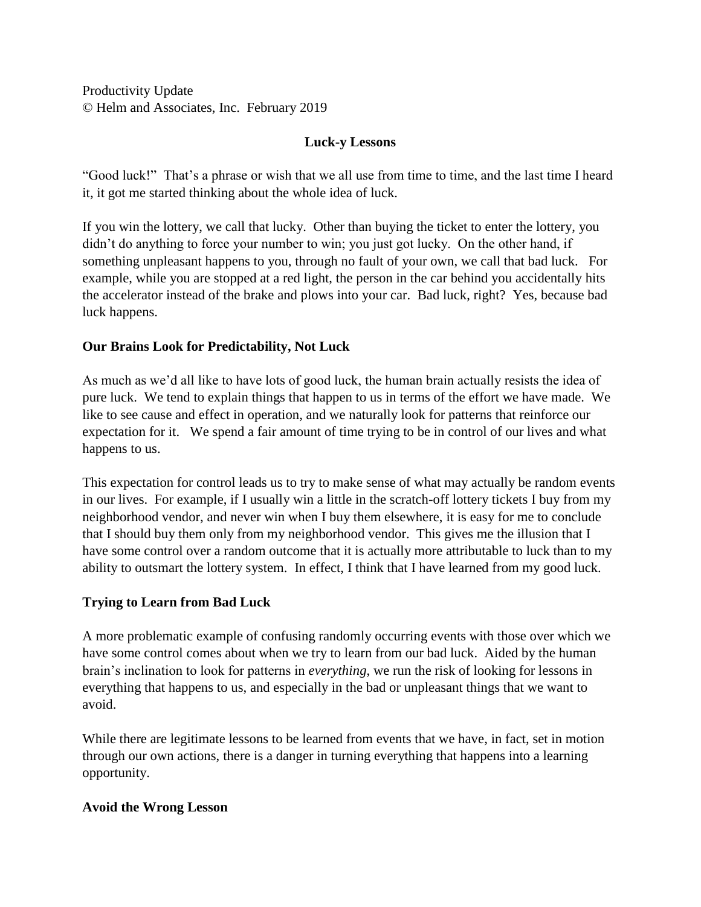Productivity Update
© Helm and Associates, Inc. February 2019

## Luck-y Lessons

"Good luck!" That's a phrase or wish that we all use from time to time, and the last time I heard it, it got me started thinking about the whole idea of luck.

If you win the lottery, we call that lucky. Other than buying the ticket to enter the lottery, you didn't do anything to force your number to win; you just got lucky. On the other hand, if something unpleasant happens to you, through no fault of your own, we call that bad luck. For example, while you are stopped at a red light, the person in the car behind you accidentally hits the accelerator instead of the brake and plows into your car. Bad luck, right? Yes, because bad luck happens.

### Our Brains Look for Predictability, Not Luck

As much as we'd all like to have lots of good luck, the human brain actually resists the idea of pure luck. We tend to explain things that happen to us in terms of the effort we have made. We like to see cause and effect in operation, and we naturally look for patterns that reinforce our expectation for it. We spend a fair amount of time trying to be in control of our lives and what happens to us.

This expectation for control leads us to try to make sense of what may actually be random events in our lives. For example, if I usually win a little in the scratch-off lottery tickets I buy from my neighborhood vendor, and never win when I buy them elsewhere, it is easy for me to conclude that I should buy them only from my neighborhood vendor. This gives me the illusion that I have some control over a random outcome that it is actually more attributable to luck than to my ability to outsmart the lottery system. In effect, I think that I have learned from my good luck.

### Trying to Learn from Bad Luck

A more problematic example of confusing randomly occurring events with those over which we have some control comes about when we try to learn from our bad luck. Aided by the human brain's inclination to look for patterns in *everything*, we run the risk of looking for lessons in everything that happens to us, and especially in the bad or unpleasant things that we want to avoid.

While there are legitimate lessons to be learned from events that we have, in fact, set in motion through our own actions, there is a danger in turning everything that happens into a learning opportunity.

### Avoid the Wrong Lesson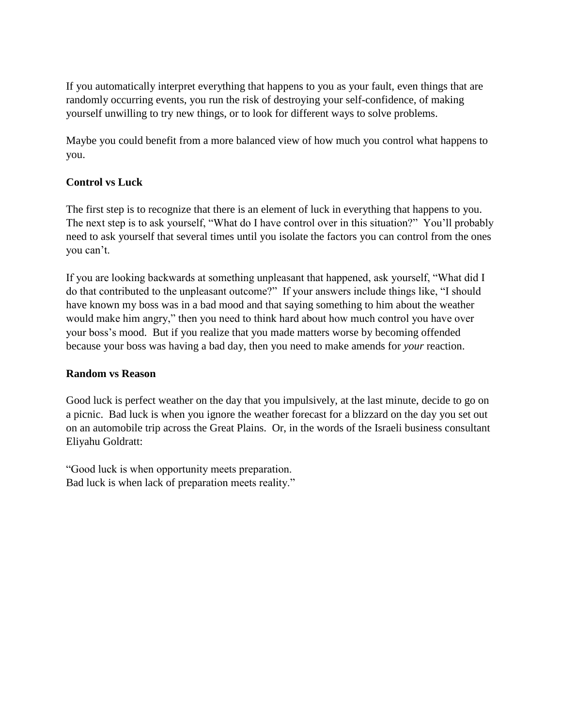If you automatically interpret everything that happens to you as your fault, even things that are randomly occurring events, you run the risk of destroying your self-confidence, of making yourself unwilling to try new things, or to look for different ways to solve problems.

Maybe you could benefit from a more balanced view of how much you control what happens to you.

**Control vs Luck**

The first step is to recognize that there is an element of luck in everything that happens to you. The next step is to ask yourself, "What do I have control over in this situation?" You'll probably need to ask yourself that several times until you isolate the factors you can control from the ones you can't.

If you are looking backwards at something unpleasant that happened, ask yourself, "What did I do that contributed to the unpleasant outcome?" If your answers include things like, "I should have known my boss was in a bad mood and that saying something to him about the weather would make him angry," then you need to think hard about how much control you have over your boss's mood. But if you realize that you made matters worse by becoming offended because your boss was having a bad day, then you need to make amends for *your* reaction.

**Random vs Reason**

Good luck is perfect weather on the day that you impulsively, at the last minute, decide to go on a picnic. Bad luck is when you ignore the weather forecast for a blizzard on the day you set out on an automobile trip across the Great Plains. Or, in the words of the Israeli business consultant Eliyahu Goldratt:

"Good luck is when opportunity meets preparation.
Bad luck is when lack of preparation meets reality."